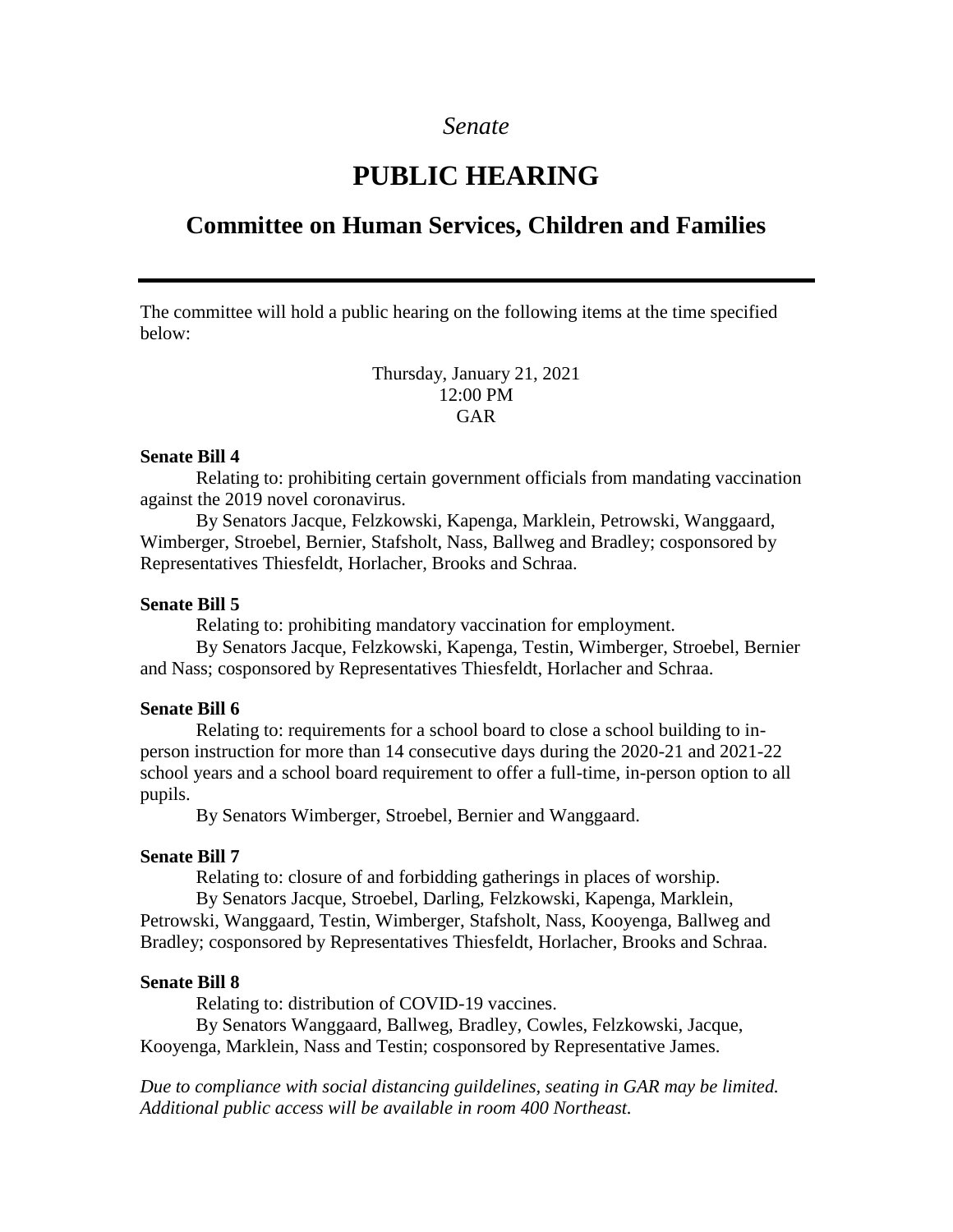*Senate*

# PUBLIC HEARING

## Committee on Human Services, Children and Families

---

The committee will hold a public hearing on the following items at the time specified below:

Thursday, January 21, 2021
12:00 PM
GAR

**Senate Bill 4**

Relating to: prohibiting certain government officials from mandating vaccination against the 2019 novel coronavirus.

By Senators Jacque, Felzkowski, Kapenga, Marklein, Petrowski, Wanggaard, Wimberger, Stroebel, Bernier, Stafsholt, Nass, Ballweg and Bradley; cosponsored by Representatives Thiesfeldt, Horlacher, Brooks and Schraa.

**Senate Bill 5**

Relating to: prohibiting mandatory vaccination for employment.

By Senators Jacque, Felzkowski, Kapenga, Testin, Wimberger, Stroebel, Bernier and Nass; cosponsored by Representatives Thiesfeldt, Horlacher and Schraa.

**Senate Bill 6**

Relating to: requirements for a school board to close a school building to in-person instruction for more than 14 consecutive days during the 2020-21 and 2021-22 school years and a school board requirement to offer a full-time, in-person option to all pupils.

By Senators Wimberger, Stroebel, Bernier and Wanggaard.

**Senate Bill 7**

Relating to: closure of and forbidding gatherings in places of worship.

By Senators Jacque, Stroebel, Darling, Felzkowski, Kapenga, Marklein, Petrowski, Wanggaard, Testin, Wimberger, Stafsholt, Nass, Kooyenga, Ballweg and Bradley; cosponsored by Representatives Thiesfeldt, Horlacher, Brooks and Schraa.

**Senate Bill 8**

Relating to: distribution of COVID-19 vaccines.

By Senators Wanggaard, Ballweg, Bradley, Cowles, Felzkowski, Jacque, Kooyenga, Marklein, Nass and Testin; cosponsored by Representative James.

*Due to compliance with social distancing guildelines, seating in GAR may be limited. Additional public access will be available in room 400 Northeast.*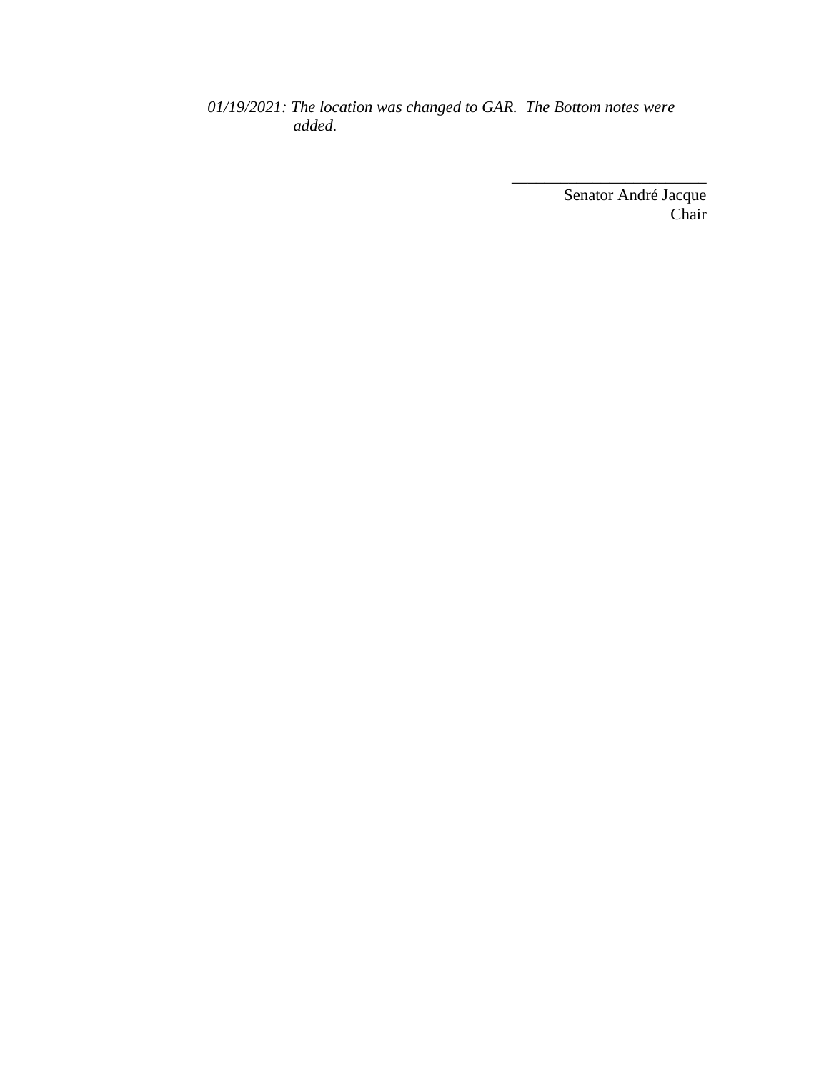*01/19/2021: The location was changed to GAR. The Bottom notes were added.*

\_\_\_\_\_\_\_\_\_\_\_\_\_\_\_\_\_\_\_\_\_\_\_\_\_

Senator André Jacque
Chair